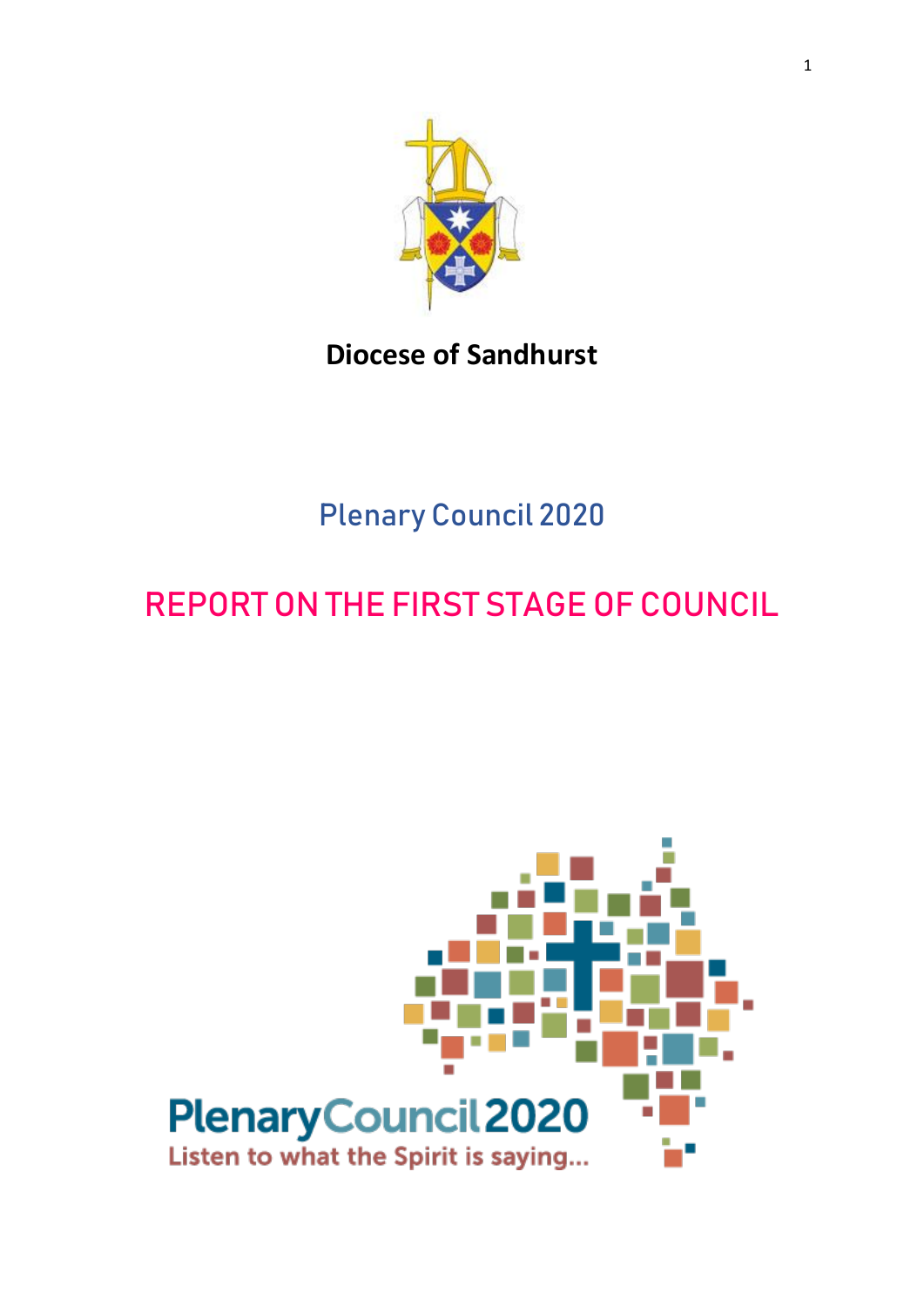**Diocese of Sandhurst**

## Plenary Council 2020

# REPORT ON THE FIRST STAGE OF COUNCIL

PlenaryCouncil2020

Listen to what the Spirit is saying...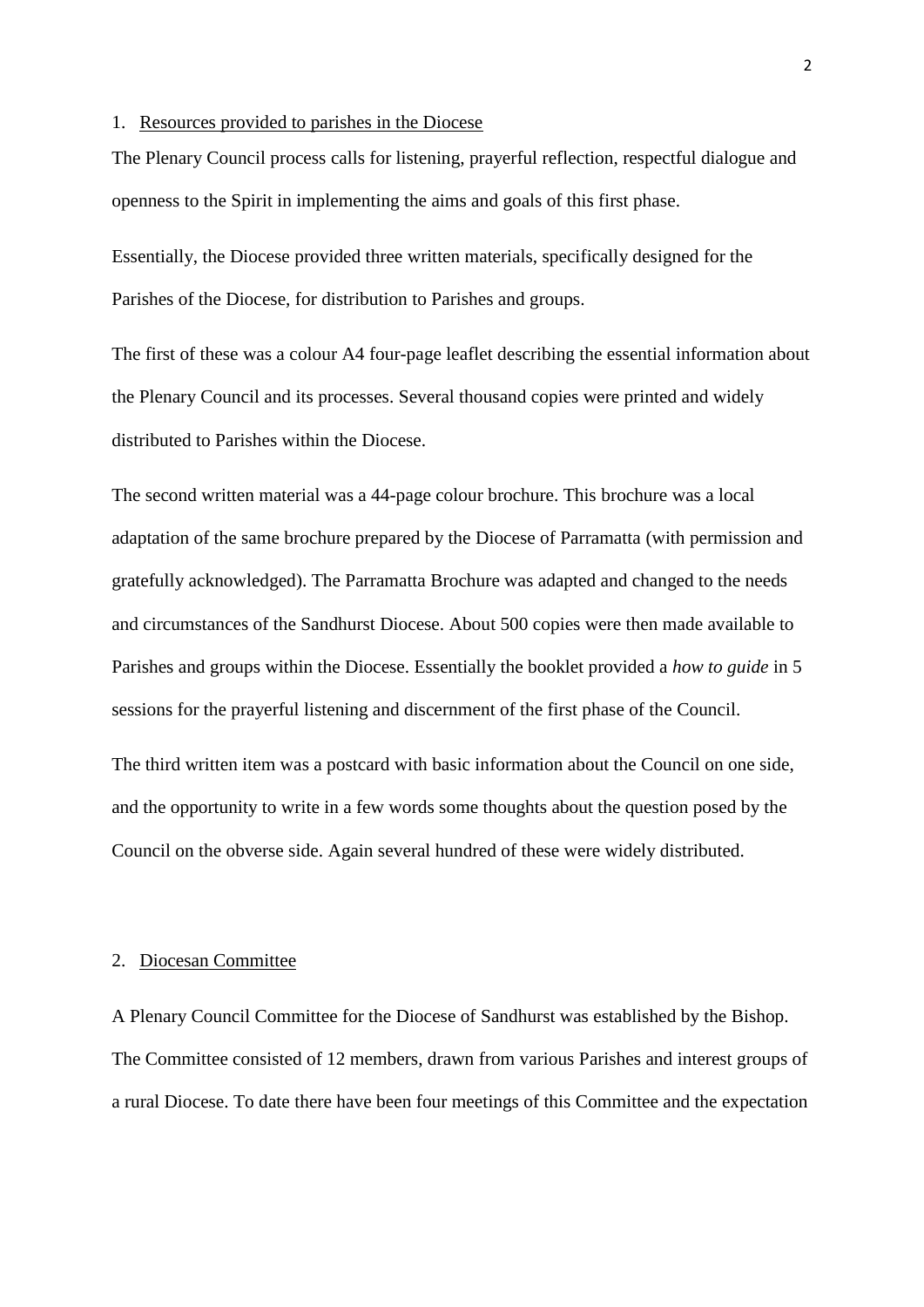1. Resources provided to parishes in the Diocese

The Plenary Council process calls for listening, prayerful reflection, respectful dialogue and openness to the Spirit in implementing the aims and goals of this first phase.

Essentially, the Diocese provided three written materials, specifically designed for the Parishes of the Diocese, for distribution to Parishes and groups.

The first of these was a colour A4 four-page leaflet describing the essential information about the Plenary Council and its processes. Several thousand copies were printed and widely distributed to Parishes within the Diocese.

The second written material was a 44-page colour brochure. This brochure was a local adaptation of the same brochure prepared by the Diocese of Parramatta (with permission and gratefully acknowledged). The Parramatta Brochure was adapted and changed to the needs and circumstances of the Sandhurst Diocese. About 500 copies were then made available to Parishes and groups within the Diocese. Essentially the booklet provided a *how to guide* in 5 sessions for the prayerful listening and discernment of the first phase of the Council.

The third written item was a postcard with basic information about the Council on one side, and the opportunity to write in a few words some thoughts about the question posed by the Council on the obverse side. Again several hundred of these were widely distributed.

2. Diocesan Committee

A Plenary Council Committee for the Diocese of Sandhurst was established by the Bishop. The Committee consisted of 12 members, drawn from various Parishes and interest groups of a rural Diocese. To date there have been four meetings of this Committee and the expectation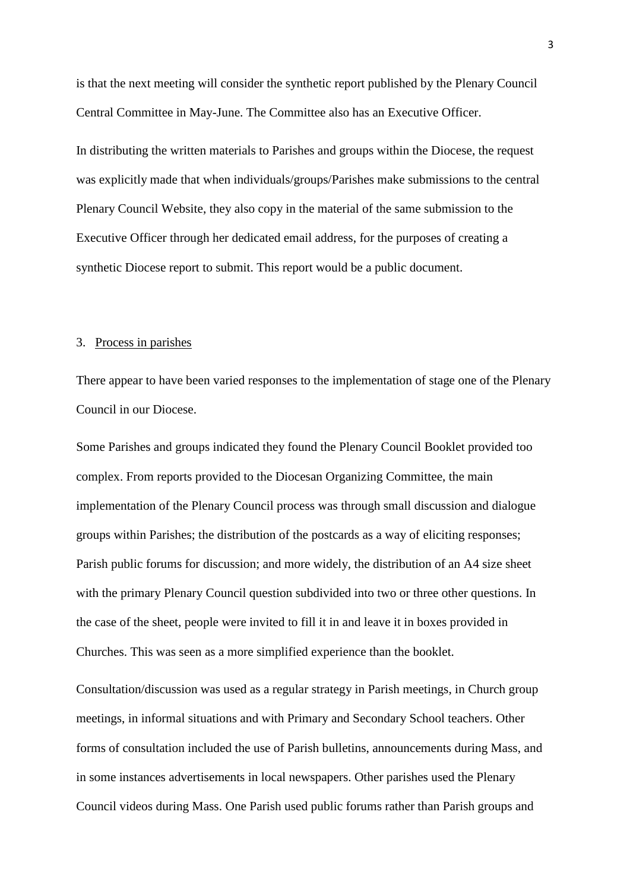is that the next meeting will consider the synthetic report published by the Plenary Council Central Committee in May-June. The Committee also has an Executive Officer.

In distributing the written materials to Parishes and groups within the Diocese, the request was explicitly made that when individuals/groups/Parishes make submissions to the central Plenary Council Website, they also copy in the material of the same submission to the Executive Officer through her dedicated email address, for the purposes of creating a synthetic Diocese report to submit. This report would be a public document.

## 3. Process in parishes

There appear to have been varied responses to the implementation of stage one of the Plenary Council in our Diocese.

Some Parishes and groups indicated they found the Plenary Council Booklet provided too complex. From reports provided to the Diocesan Organizing Committee, the main implementation of the Plenary Council process was through small discussion and dialogue groups within Parishes; the distribution of the postcards as a way of eliciting responses; Parish public forums for discussion; and more widely, the distribution of an A4 size sheet with the primary Plenary Council question subdivided into two or three other questions. In the case of the sheet, people were invited to fill it in and leave it in boxes provided in Churches. This was seen as a more simplified experience than the booklet.

Consultation/discussion was used as a regular strategy in Parish meetings, in Church group meetings, in informal situations and with Primary and Secondary School teachers. Other forms of consultation included the use of Parish bulletins, announcements during Mass, and in some instances advertisements in local newspapers. Other parishes used the Plenary Council videos during Mass. One Parish used public forums rather than Parish groups and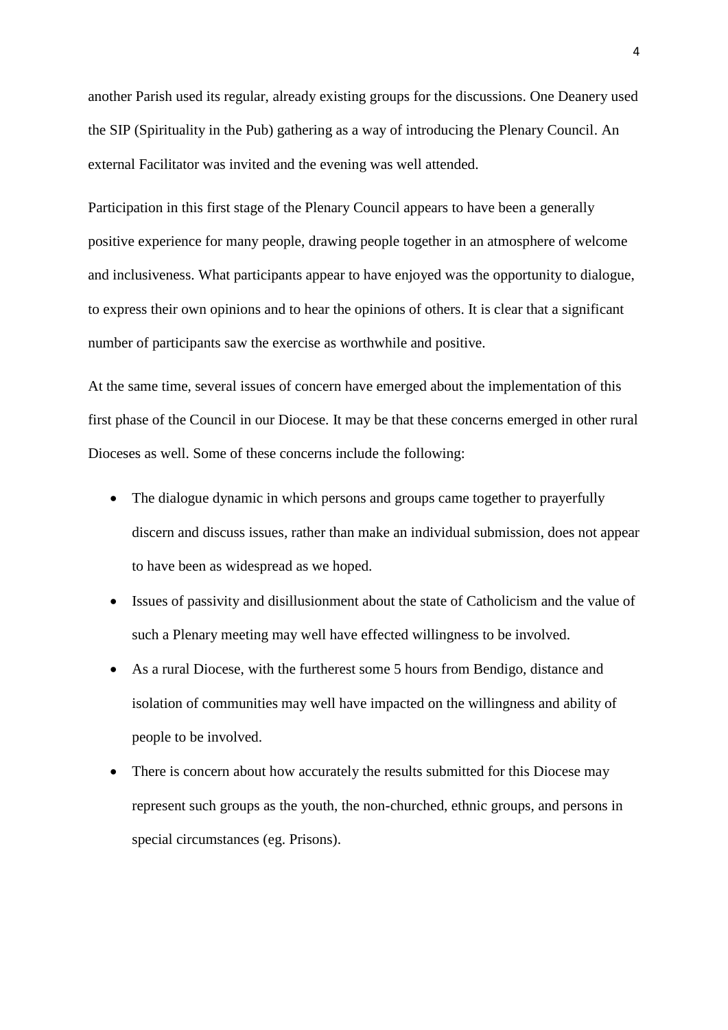another Parish used its regular, already existing groups for the discussions. One Deanery used the SIP (Spirituality in the Pub) gathering as a way of introducing the Plenary Council. An external Facilitator was invited and the evening was well attended.

Participation in this first stage of the Plenary Council appears to have been a generally positive experience for many people, drawing people together in an atmosphere of welcome and inclusiveness. What participants appear to have enjoyed was the opportunity to dialogue, to express their own opinions and to hear the opinions of others. It is clear that a significant number of participants saw the exercise as worthwhile and positive.

At the same time, several issues of concern have emerged about the implementation of this first phase of the Council in our Diocese. It may be that these concerns emerged in other rural Dioceses as well. Some of these concerns include the following:

- The dialogue dynamic in which persons and groups came together to prayerfully discern and discuss issues, rather than make an individual submission, does not appear to have been as widespread as we hoped.
- Issues of passivity and disillusionment about the state of Catholicism and the value of such a Plenary meeting may well have effected willingness to be involved.
- As a rural Diocese, with the furtherest some 5 hours from Bendigo, distance and isolation of communities may well have impacted on the willingness and ability of people to be involved.
- There is concern about how accurately the results submitted for this Diocese may represent such groups as the youth, the non-churched, ethnic groups, and persons in special circumstances (eg. Prisons).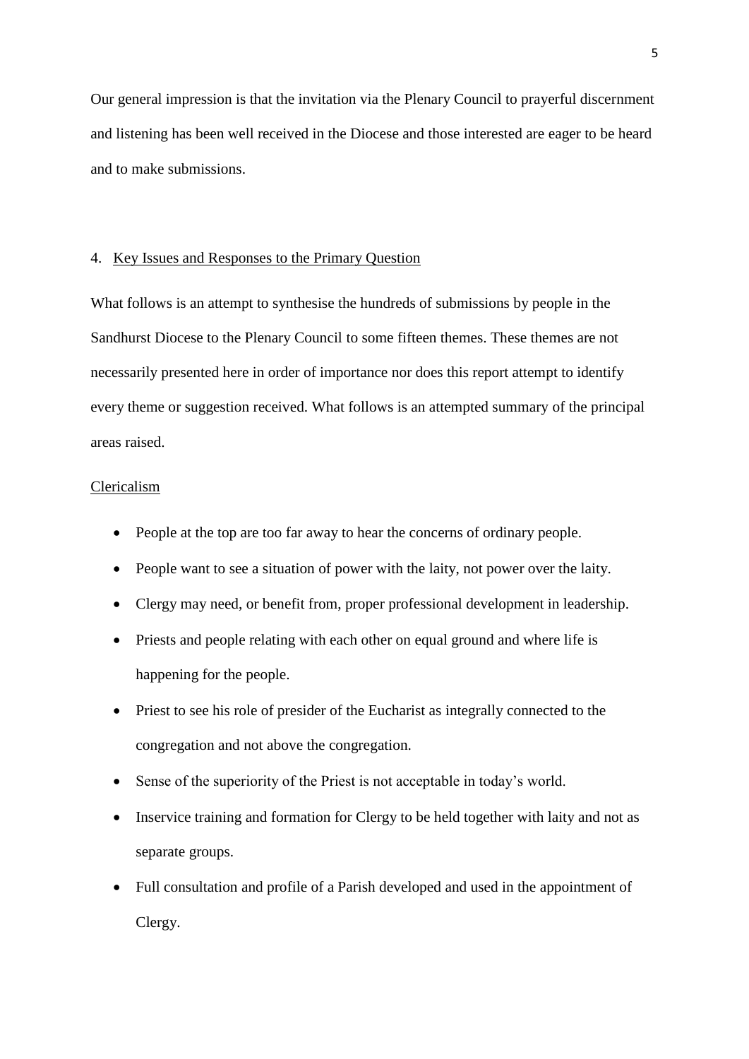Our general impression is that the invitation via the Plenary Council to prayerful discernment and listening has been well received in the Diocese and those interested are eager to be heard and to make submissions.

## 4. Key Issues and Responses to the Primary Question

What follows is an attempt to synthesise the hundreds of submissions by people in the Sandhurst Diocese to the Plenary Council to some fifteen themes. These themes are not necessarily presented here in order of importance nor does this report attempt to identify every theme or suggestion received. What follows is an attempted summary of the principal areas raised.

### Clericalism

- People at the top are too far away to hear the concerns of ordinary people.
- People want to see a situation of power with the laity, not power over the laity.
- Clergy may need, or benefit from, proper professional development in leadership.
- Priests and people relating with each other on equal ground and where life is happening for the people.
- Priest to see his role of presider of the Eucharist as integrally connected to the congregation and not above the congregation.
- Sense of the superiority of the Priest is not acceptable in today's world.
- Inservice training and formation for Clergy to be held together with laity and not as separate groups.
- Full consultation and profile of a Parish developed and used in the appointment of Clergy.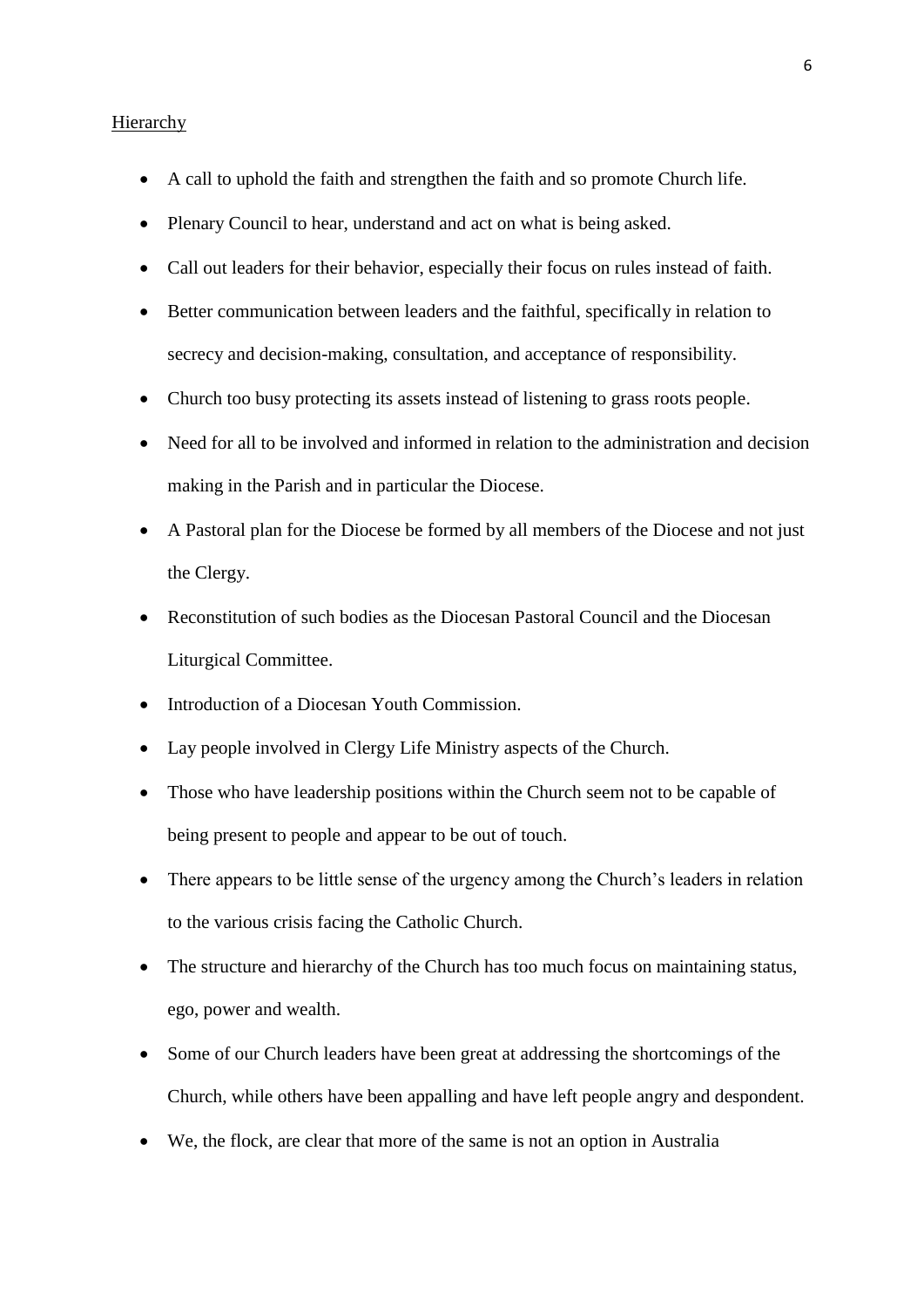Hierarchy

- A call to uphold the faith and strengthen the faith and so promote Church life.
- Plenary Council to hear, understand and act on what is being asked.
- Call out leaders for their behavior, especially their focus on rules instead of faith.
- Better communication between leaders and the faithful, specifically in relation to secrecy and decision-making, consultation, and acceptance of responsibility.
- Church too busy protecting its assets instead of listening to grass roots people.
- Need for all to be involved and informed in relation to the administration and decision making in the Parish and in particular the Diocese.
- A Pastoral plan for the Diocese be formed by all members of the Diocese and not just the Clergy.
- Reconstitution of such bodies as the Diocesan Pastoral Council and the Diocesan Liturgical Committee.
- Introduction of a Diocesan Youth Commission.
- Lay people involved in Clergy Life Ministry aspects of the Church.
- Those who have leadership positions within the Church seem not to be capable of being present to people and appear to be out of touch.
- There appears to be little sense of the urgency among the Church's leaders in relation to the various crisis facing the Catholic Church.
- The structure and hierarchy of the Church has too much focus on maintaining status, ego, power and wealth.
- Some of our Church leaders have been great at addressing the shortcomings of the Church, while others have been appalling and have left people angry and despondent.
- We, the flock, are clear that more of the same is not an option in Australia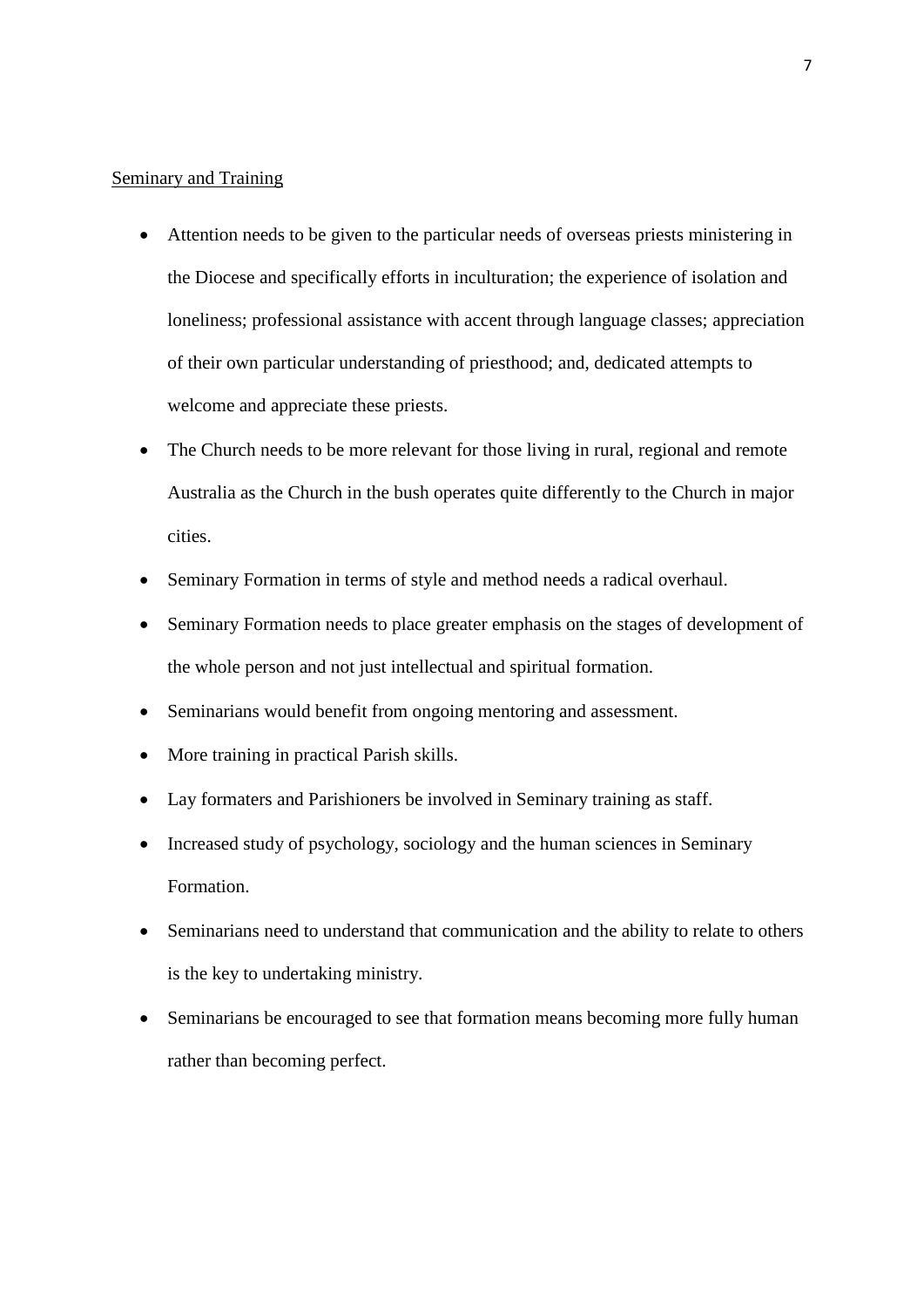<u>Seminary and Training</u>

- Attention needs to be given to the particular needs of overseas priests ministering in the Diocese and specifically efforts in inculturation; the experience of isolation and loneliness; professional assistance with accent through language classes; appreciation of their own particular understanding of priesthood; and, dedicated attempts to welcome and appreciate these priests.
- The Church needs to be more relevant for those living in rural, regional and remote Australia as the Church in the bush operates quite differently to the Church in major cities.
- Seminary Formation in terms of style and method needs a radical overhaul.
- Seminary Formation needs to place greater emphasis on the stages of development of the whole person and not just intellectual and spiritual formation.
- Seminarians would benefit from ongoing mentoring and assessment.
- More training in practical Parish skills.
- Lay formaters and Parishioners be involved in Seminary training as staff.
- Increased study of psychology, sociology and the human sciences in Seminary Formation.
- Seminarians need to understand that communication and the ability to relate to others is the key to undertaking ministry.
- Seminarians be encouraged to see that formation means becoming more fully human rather than becoming perfect.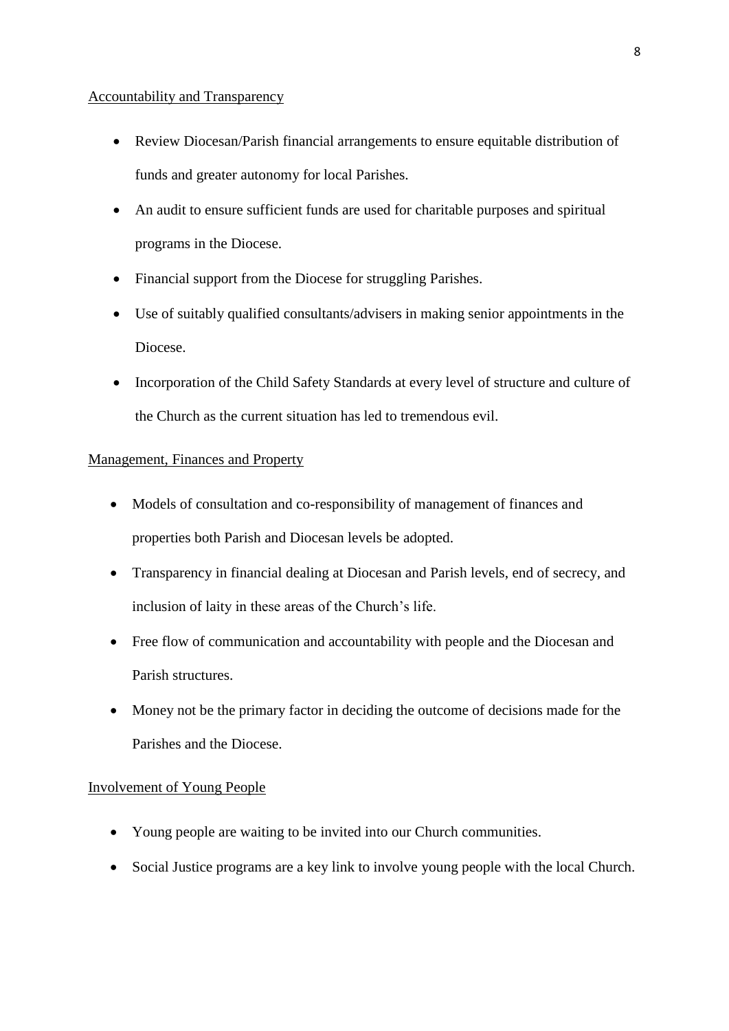<u>Accountability and Transparency</u>

- Review Diocesan/Parish financial arrangements to ensure equitable distribution of funds and greater autonomy for local Parishes.
- An audit to ensure sufficient funds are used for charitable purposes and spiritual programs in the Diocese.
- Financial support from the Diocese for struggling Parishes.
- Use of suitably qualified consultants/advisers in making senior appointments in the Diocese.
- Incorporation of the Child Safety Standards at every level of structure and culture of the Church as the current situation has led to tremendous evil.

<u>Management, Finances and Property</u>

- Models of consultation and co-responsibility of management of finances and properties both Parish and Diocesan levels be adopted.
- Transparency in financial dealing at Diocesan and Parish levels, end of secrecy, and inclusion of laity in these areas of the Church's life.
- Free flow of communication and accountability with people and the Diocesan and Parish structures.
- Money not be the primary factor in deciding the outcome of decisions made for the Parishes and the Diocese.

<u>Involvement of Young People</u>

- Young people are waiting to be invited into our Church communities.
- Social Justice programs are a key link to involve young people with the local Church.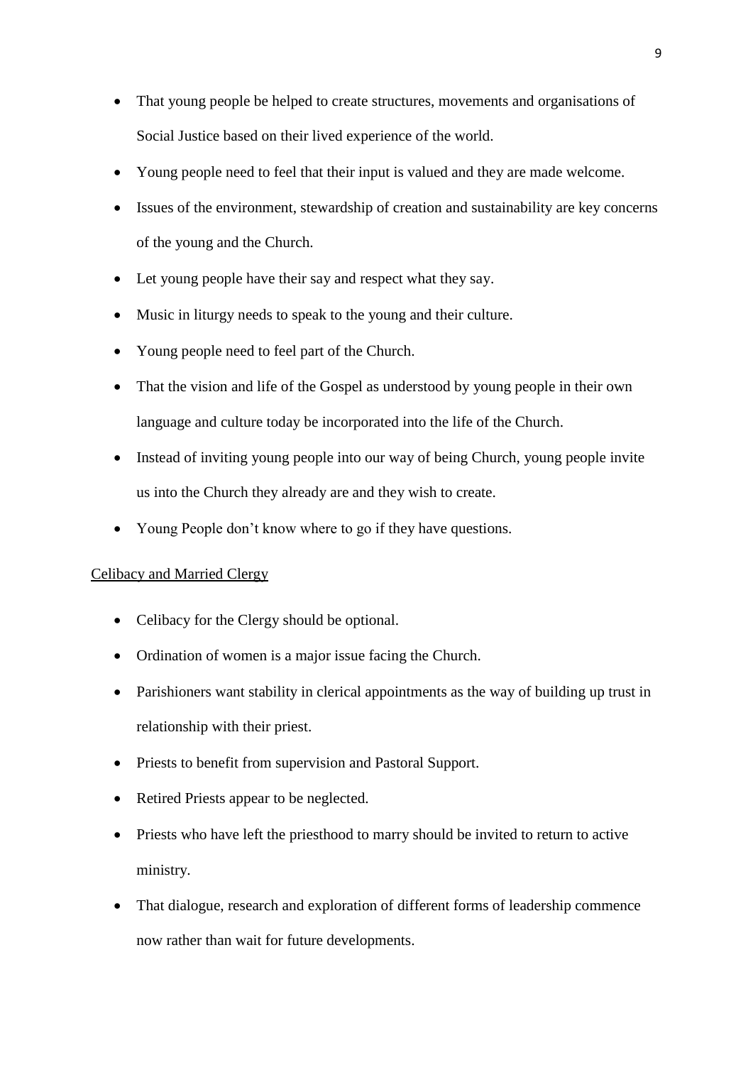- That young people be helped to create structures, movements and organisations of Social Justice based on their lived experience of the world.
- Young people need to feel that their input is valued and they are made welcome.
- Issues of the environment, stewardship of creation and sustainability are key concerns of the young and the Church.
- Let young people have their say and respect what they say.
- Music in liturgy needs to speak to the young and their culture.
- Young people need to feel part of the Church.
- That the vision and life of the Gospel as understood by young people in their own language and culture today be incorporated into the life of the Church.
- Instead of inviting young people into our way of being Church, young people invite us into the Church they already are and they wish to create.
- Young People don't know where to go if they have questions.

<u>Celibacy and Married Clergy</u>

- Celibacy for the Clergy should be optional.
- Ordination of women is a major issue facing the Church.
- Parishioners want stability in clerical appointments as the way of building up trust in relationship with their priest.
- Priests to benefit from supervision and Pastoral Support.
- Retired Priests appear to be neglected.
- Priests who have left the priesthood to marry should be invited to return to active ministry.
- That dialogue, research and exploration of different forms of leadership commence now rather than wait for future developments.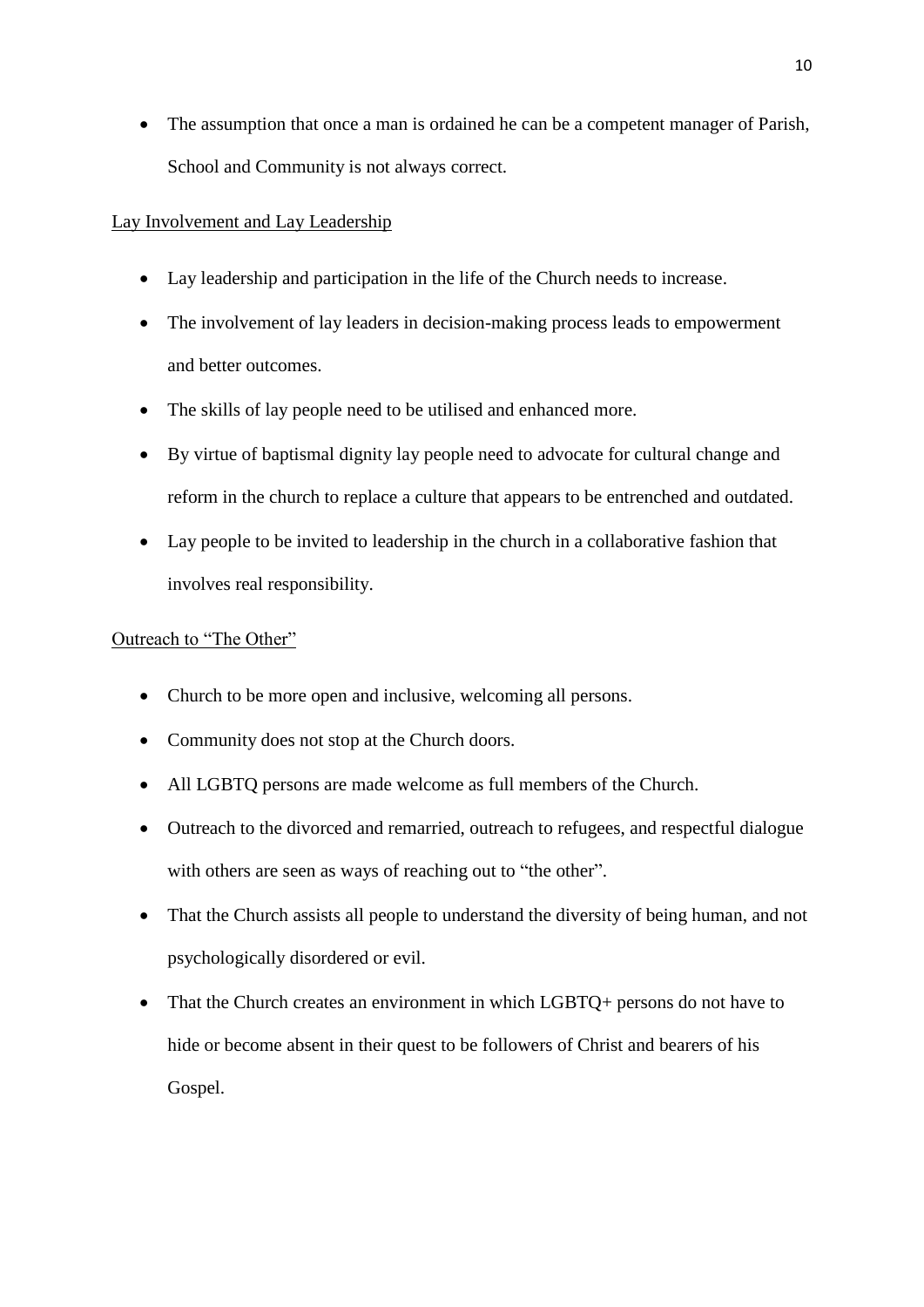- The assumption that once a man is ordained he can be a competent manager of Parish, School and Community is not always correct.

Lay Involvement and Lay Leadership

- Lay leadership and participation in the life of the Church needs to increase.
- The involvement of lay leaders in decision-making process leads to empowerment and better outcomes.
- The skills of lay people need to be utilised and enhanced more.
- By virtue of baptismal dignity lay people need to advocate for cultural change and reform in the church to replace a culture that appears to be entrenched and outdated.
- Lay people to be invited to leadership in the church in a collaborative fashion that involves real responsibility.

Outreach to "The Other"

- Church to be more open and inclusive, welcoming all persons.
- Community does not stop at the Church doors.
- All LGBTQ persons are made welcome as full members of the Church.
- Outreach to the divorced and remarried, outreach to refugees, and respectful dialogue with others are seen as ways of reaching out to "the other".
- That the Church assists all people to understand the diversity of being human, and not psychologically disordered or evil.
- That the Church creates an environment in which LGBTQ+ persons do not have to hide or become absent in their quest to be followers of Christ and bearers of his Gospel.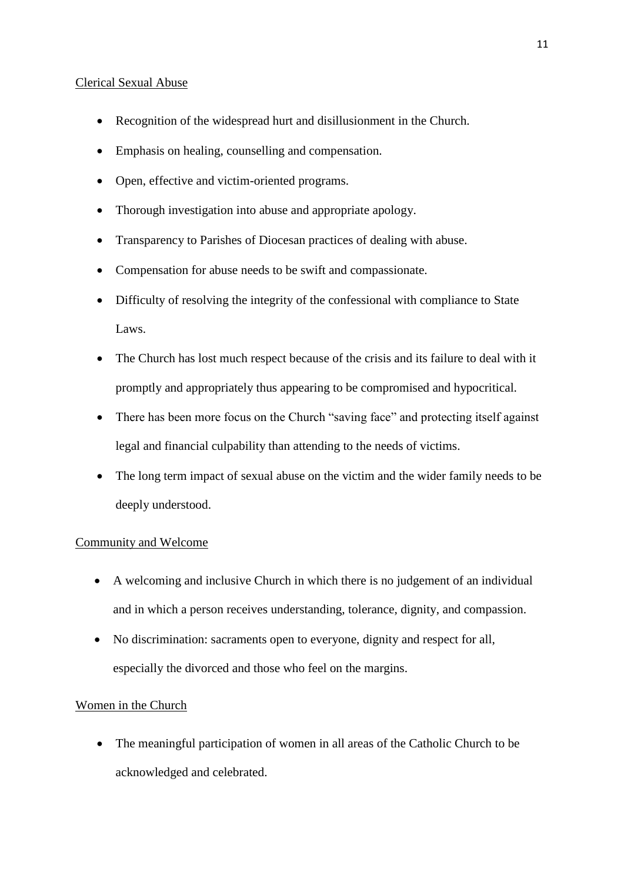Clerical Sexual Abuse

- Recognition of the widespread hurt and disillusionment in the Church.
- Emphasis on healing, counselling and compensation.
- Open, effective and victim-oriented programs.
- Thorough investigation into abuse and appropriate apology.
- Transparency to Parishes of Diocesan practices of dealing with abuse.
- Compensation for abuse needs to be swift and compassionate.
- Difficulty of resolving the integrity of the confessional with compliance to State Laws.
- The Church has lost much respect because of the crisis and its failure to deal with it promptly and appropriately thus appearing to be compromised and hypocritical.
- There has been more focus on the Church "saving face" and protecting itself against legal and financial culpability than attending to the needs of victims.
- The long term impact of sexual abuse on the victim and the wider family needs to be deeply understood.

Community and Welcome

- A welcoming and inclusive Church in which there is no judgement of an individual and in which a person receives understanding, tolerance, dignity, and compassion.
- No discrimination: sacraments open to everyone, dignity and respect for all, especially the divorced and those who feel on the margins.

Women in the Church

- The meaningful participation of women in all areas of the Catholic Church to be acknowledged and celebrated.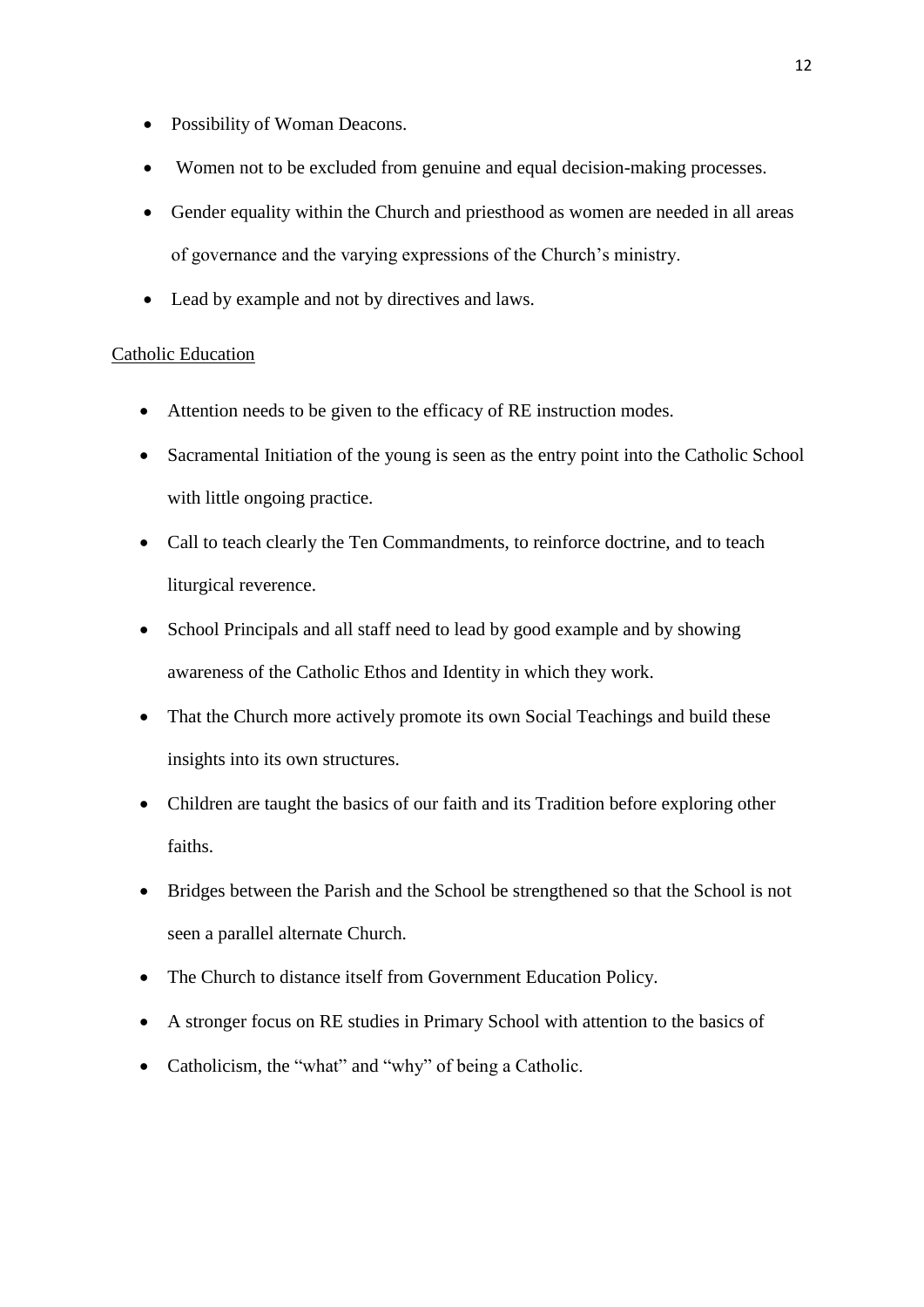- Possibility of Woman Deacons.
- Women not to be excluded from genuine and equal decision-making processes.
- Gender equality within the Church and priesthood as women are needed in all areas of governance and the varying expressions of the Church's ministry.
- Lead by example and not by directives and laws.

<u>Catholic Education</u>

- Attention needs to be given to the efficacy of RE instruction modes.
- Sacramental Initiation of the young is seen as the entry point into the Catholic School with little ongoing practice.
- Call to teach clearly the Ten Commandments, to reinforce doctrine, and to teach liturgical reverence.
- School Principals and all staff need to lead by good example and by showing awareness of the Catholic Ethos and Identity in which they work.
- That the Church more actively promote its own Social Teachings and build these insights into its own structures.
- Children are taught the basics of our faith and its Tradition before exploring other faiths.
- Bridges between the Parish and the School be strengthened so that the School is not seen a parallel alternate Church.
- The Church to distance itself from Government Education Policy.
- A stronger focus on RE studies in Primary School with attention to the basics of
- Catholicism, the "what" and "why" of being a Catholic.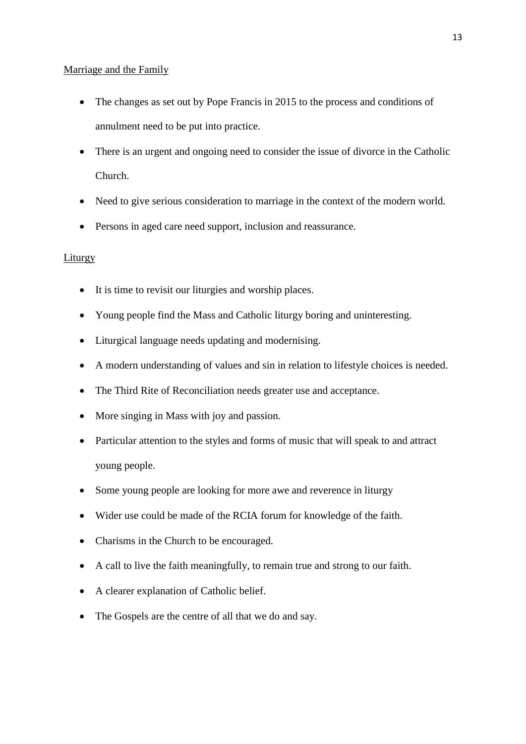Marriage and the Family

- The changes as set out by Pope Francis in 2015 to the process and conditions of annulment need to be put into practice.
- There is an urgent and ongoing need to consider the issue of divorce in the Catholic Church.
- Need to give serious consideration to marriage in the context of the modern world.
- Persons in aged care need support, inclusion and reassurance.

Liturgy

- It is time to revisit our liturgies and worship places.
- Young people find the Mass and Catholic liturgy boring and uninteresting.
- Liturgical language needs updating and modernising.
- A modern understanding of values and sin in relation to lifestyle choices is needed.
- The Third Rite of Reconciliation needs greater use and acceptance.
- More singing in Mass with joy and passion.
- Particular attention to the styles and forms of music that will speak to and attract young people.
- Some young people are looking for more awe and reverence in liturgy
- Wider use could be made of the RCIA forum for knowledge of the faith.
- Charisms in the Church to be encouraged.
- A call to live the faith meaningfully, to remain true and strong to our faith.
- A clearer explanation of Catholic belief.
- The Gospels are the centre of all that we do and say.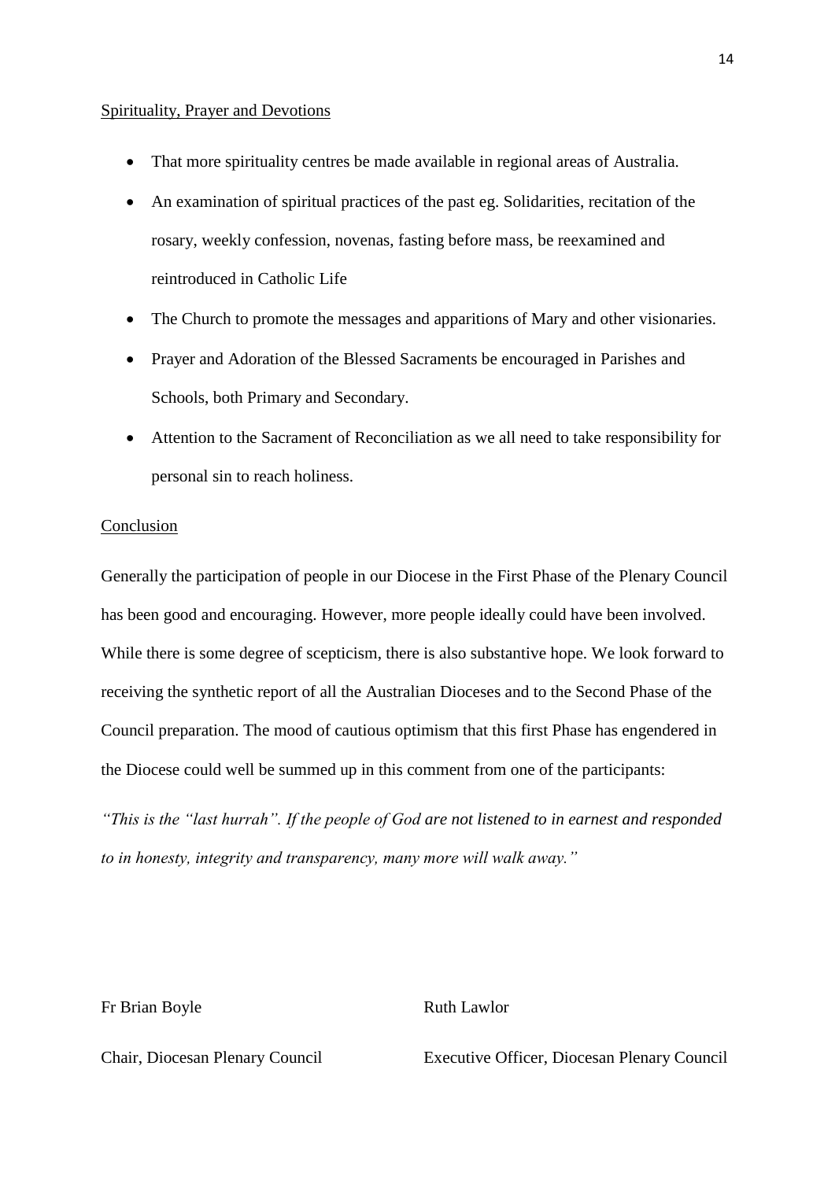## Spirituality, Prayer and Devotions

- That more spirituality centres be made available in regional areas of Australia.
- An examination of spiritual practices of the past eg. Solidarities, recitation of the rosary, weekly confession, novenas, fasting before mass, be reexamined and reintroduced in Catholic Life
- The Church to promote the messages and apparitions of Mary and other visionaries.
- Prayer and Adoration of the Blessed Sacraments be encouraged in Parishes and Schools, both Primary and Secondary.
- Attention to the Sacrament of Reconciliation as we all need to take responsibility for personal sin to reach holiness.

## Conclusion

Generally the participation of people in our Diocese in the First Phase of the Plenary Council has been good and encouraging. However, more people ideally could have been involved. While there is some degree of scepticism, there is also substantive hope. We look forward to receiving the synthetic report of all the Australian Dioceses and to the Second Phase of the Council preparation. The mood of cautious optimism that this first Phase has engendered in the Diocese could well be summed up in this comment from one of the participants:

*"This is the "last hurrah". If the people of God are not listened to in earnest and responded to in honesty, integrity and transparency, many more will walk away."*

Fr Brian Boyle

Chair, Diocesan Plenary Council

Ruth Lawlor

Executive Officer, Diocesan Plenary Council